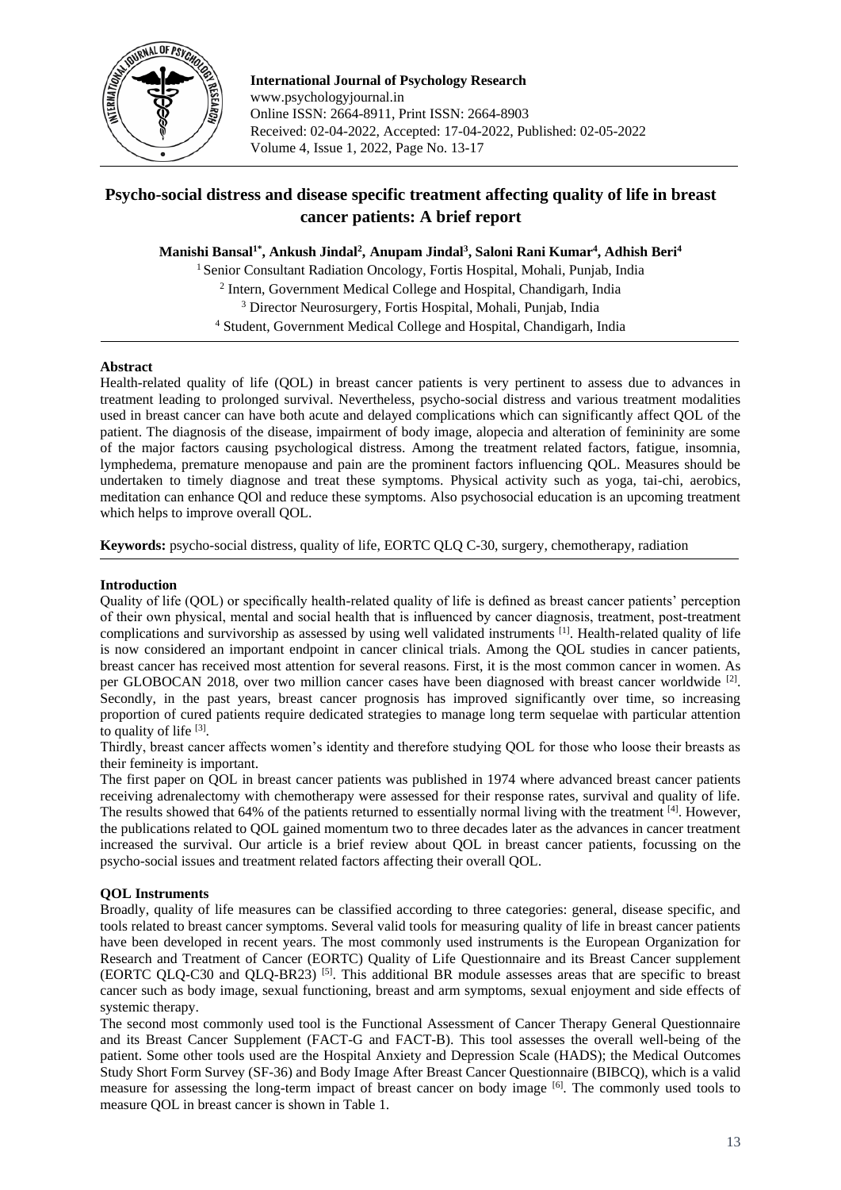# Psycho-social distress and disease specific treatment affecting quality of life in breast cancer patients: A brief report

**Manishi Bansal[1*], Ankush Jindal[2], Anupam Jindal[3], Saloni Rani Kumar[4], Adhish Beri[4]**

[1] Senior Consultant Radiation Oncology, Fortis Hospital, Mohali, Punjab, India
[2] Intern, Government Medical College and Hospital, Chandigarh, India
[3] Director Neurosurgery, Fortis Hospital, Mohali, Punjab, India
[4] Student, Government Medical College and Hospital, Chandigarh, India

## Abstract

Health-related quality of life (QOL) in breast cancer patients is very pertinent to assess due to advances in treatment leading to prolonged survival. Nevertheless, psycho-social distress and various treatment modalities used in breast cancer can have both acute and delayed complications which can significantly affect QOL of the patient. The diagnosis of the disease, impairment of body image, alopecia and alteration of femininity are some of the major factors causing psychological distress. Among the treatment related factors, fatigue, insomnia, lymphedema, premature menopause and pain are the prominent factors influencing QOL. Measures should be undertaken to timely diagnose and treat these symptoms. Physical activity such as yoga, tai-chi, aerobics, meditation can enhance QOl and reduce these symptoms. Also psychosocial education is an upcoming treatment which helps to improve overall QOL.

**Keywords:** psycho-social distress, quality of life, EORTC QLQ C-30, surgery, chemotherapy, radiation

## Introduction

Quality of life (QOL) or specifically health-related quality of life is defined as breast cancer patients' perception of their own physical, mental and social health that is influenced by cancer diagnosis, treatment, post-treatment complications and survivorship as assessed by using well validated instruments [1]. Health-related quality of life is now considered an important endpoint in cancer clinical trials. Among the QOL studies in cancer patients, breast cancer has received most attention for several reasons. First, it is the most common cancer in women. As per GLOBOCAN 2018, over two million cancer cases have been diagnosed with breast cancer worldwide [2]. Secondly, in the past years, breast cancer prognosis has improved significantly over time, so increasing proportion of cured patients require dedicated strategies to manage long term sequelae with particular attention to quality of life [3].

Thirdly, breast cancer affects women's identity and therefore studying QOL for those who loose their breasts as their femineity is important.

The first paper on QOL in breast cancer patients was published in 1974 where advanced breast cancer patients receiving adrenalectomy with chemotherapy were assessed for their response rates, survival and quality of life. The results showed that 64% of the patients returned to essentially normal living with the treatment [4]. However, the publications related to QOL gained momentum two to three decades later as the advances in cancer treatment increased the survival. Our article is a brief review about QOL in breast cancer patients, focussing on the psycho-social issues and treatment related factors affecting their overall QOL.

## QOL Instruments

Broadly, quality of life measures can be classified according to three categories: general, disease specific, and tools related to breast cancer symptoms. Several valid tools for measuring quality of life in breast cancer patients have been developed in recent years. The most commonly used instruments is the European Organization for Research and Treatment of Cancer (EORTC) Quality of Life Questionnaire and its Breast Cancer supplement (EORTC QLQ-C30 and QLQ-BR23) [5]. This additional BR module assesses areas that are specific to breast cancer such as body image, sexual functioning, breast and arm symptoms, sexual enjoyment and side effects of systemic therapy.

The second most commonly used tool is the Functional Assessment of Cancer Therapy General Questionnaire and its Breast Cancer Supplement (FACT-G and FACT-B). This tool assesses the overall well-being of the patient. Some other tools used are the Hospital Anxiety and Depression Scale (HADS); the Medical Outcomes Study Short Form Survey (SF-36) and Body Image After Breast Cancer Questionnaire (BIBCQ), which is a valid measure for assessing the long-term impact of breast cancer on body image [6]. The commonly used tools to measure QOL in breast cancer is shown in Table 1.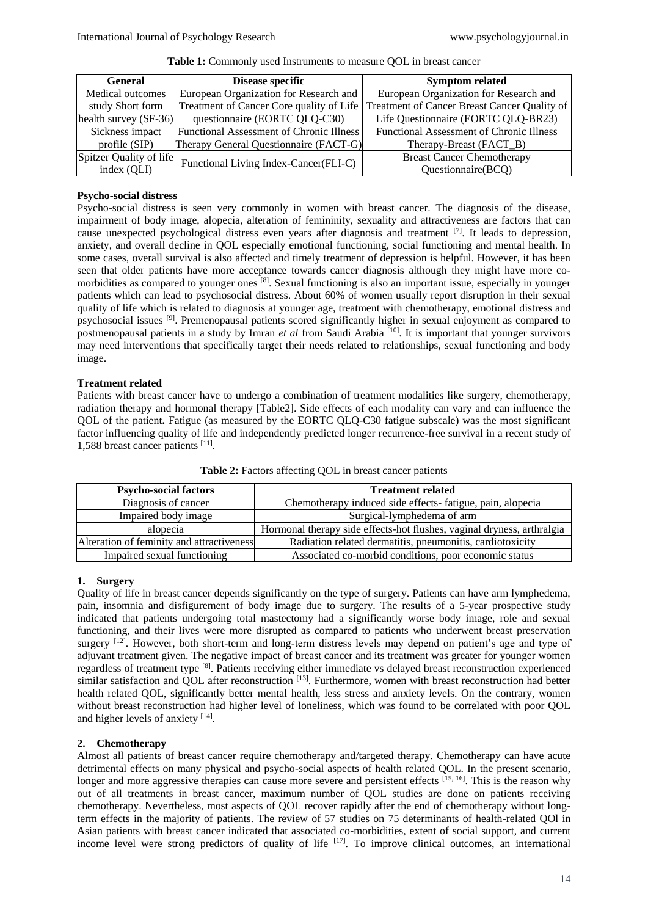**Table 1:** Commonly used Instruments to measure QOL in breast cancer

| General | Disease specific | Symptom related |
|---|---|---|
| Medical outcomes study Short form health survey (SF-36) | European Organization for Research and Treatment of Cancer Core quality of Life questionnaire (EORTC QLQ-C30) | European Organization for Research and Treatment of Cancer Breast Cancer Quality of Life Questionnaire (EORTC QLQ-BR23) |
| Sickness impact profile (SIP) | Functional Assessment of Chronic Illness Therapy General Questionnaire (FACT-G) | Functional Assessment of Chronic Illness Therapy-Breast (FACT_B) |
| Spitzer Quality of life index (QLI) | Functional Living Index-Cancer(FLI-C) | Breast Cancer Chemotherapy Questionnaire(BCQ) |

**Psycho-social distress**

Psycho-social distress is seen very commonly in women with breast cancer. The diagnosis of the disease, impairment of body image, alopecia, alteration of femininity, sexuality and attractiveness are factors that can cause unexpected psychological distress even years after diagnosis and treatment [7]. It leads to depression, anxiety, and overall decline in QOL especially emotional functioning, social functioning and mental health. In some cases, overall survival is also affected and timely treatment of depression is helpful. However, it has been seen that older patients have more acceptance towards cancer diagnosis although they might have more co-morbidities as compared to younger ones [8]. Sexual functioning is also an important issue, especially in younger patients which can lead to psychosocial distress. About 60% of women usually report disruption in their sexual quality of life which is related to diagnosis at younger age, treatment with chemotherapy, emotional distress and psychosocial issues [9]. Premenopausal patients scored significantly higher in sexual enjoyment as compared to postmenopausal patients in a study by Imran *et al* from Saudi Arabia [10]. It is important that younger survivors may need interventions that specifically target their needs related to relationships, sexual functioning and body image.

**Treatment related**

Patients with breast cancer have to undergo a combination of treatment modalities like surgery, chemotherapy, radiation therapy and hormonal therapy [Table2]. Side effects of each modality can vary and can influence the QOL of the patient**.** Fatigue (as measured by the EORTC QLQ-C30 fatigue subscale) was the most significant factor influencing quality of life and independently predicted longer recurrence-free survival in a recent study of 1,588 breast cancer patients [11].

**Table 2:** Factors affecting QOL in breast cancer patients

| Psycho-social factors | Treatment related |
|---|---|
| Diagnosis of cancer | Chemotherapy induced side effects- fatigue, pain, alopecia |
| Impaired body image | Surgical-lymphedema of arm |
| alopecia | Hormonal therapy side effects-hot flushes, vaginal dryness, arthralgia |
| Alteration of feminity and attractiveness | Radiation related dermatitis, pneumonitis, cardiotoxicity |
| Impaired sexual functioning | Associated co-morbid conditions, poor economic status |

**1. Surgery**

Quality of life in breast cancer depends significantly on the type of surgery. Patients can have arm lymphedema, pain, insomnia and disfigurement of body image due to surgery. The results of a 5-year prospective study indicated that patients undergoing total mastectomy had a significantly worse body image, role and sexual functioning, and their lives were more disrupted as compared to patients who underwent breast preservation surgery [12]. However, both short-term and long-term distress levels may depend on patient's age and type of adjuvant treatment given. The negative impact of breast cancer and its treatment was greater for younger women regardless of treatment type [8]. Patients receiving either immediate vs delayed breast reconstruction experienced similar satisfaction and QOL after reconstruction [13]. Furthermore, women with breast reconstruction had better health related QOL, significantly better mental health, less stress and anxiety levels. On the contrary, women without breast reconstruction had higher level of loneliness, which was found to be correlated with poor QOL and higher levels of anxiety [14].

**2. Chemotherapy**

Almost all patients of breast cancer require chemotherapy and/targeted therapy. Chemotherapy can have acute detrimental effects on many physical and psycho-social aspects of health related QOL. In the present scenario, longer and more aggressive therapies can cause more severe and persistent effects [15, 16]. This is the reason why out of all treatments in breast cancer, maximum number of QOL studies are done on patients receiving chemotherapy. Nevertheless, most aspects of QOL recover rapidly after the end of chemotherapy without long-term effects in the majority of patients. The review of 57 studies on 75 determinants of health-related QOl in Asian patients with breast cancer indicated that associated co-morbidities, extent of social support, and current income level were strong predictors of quality of life [17]. To improve clinical outcomes, an international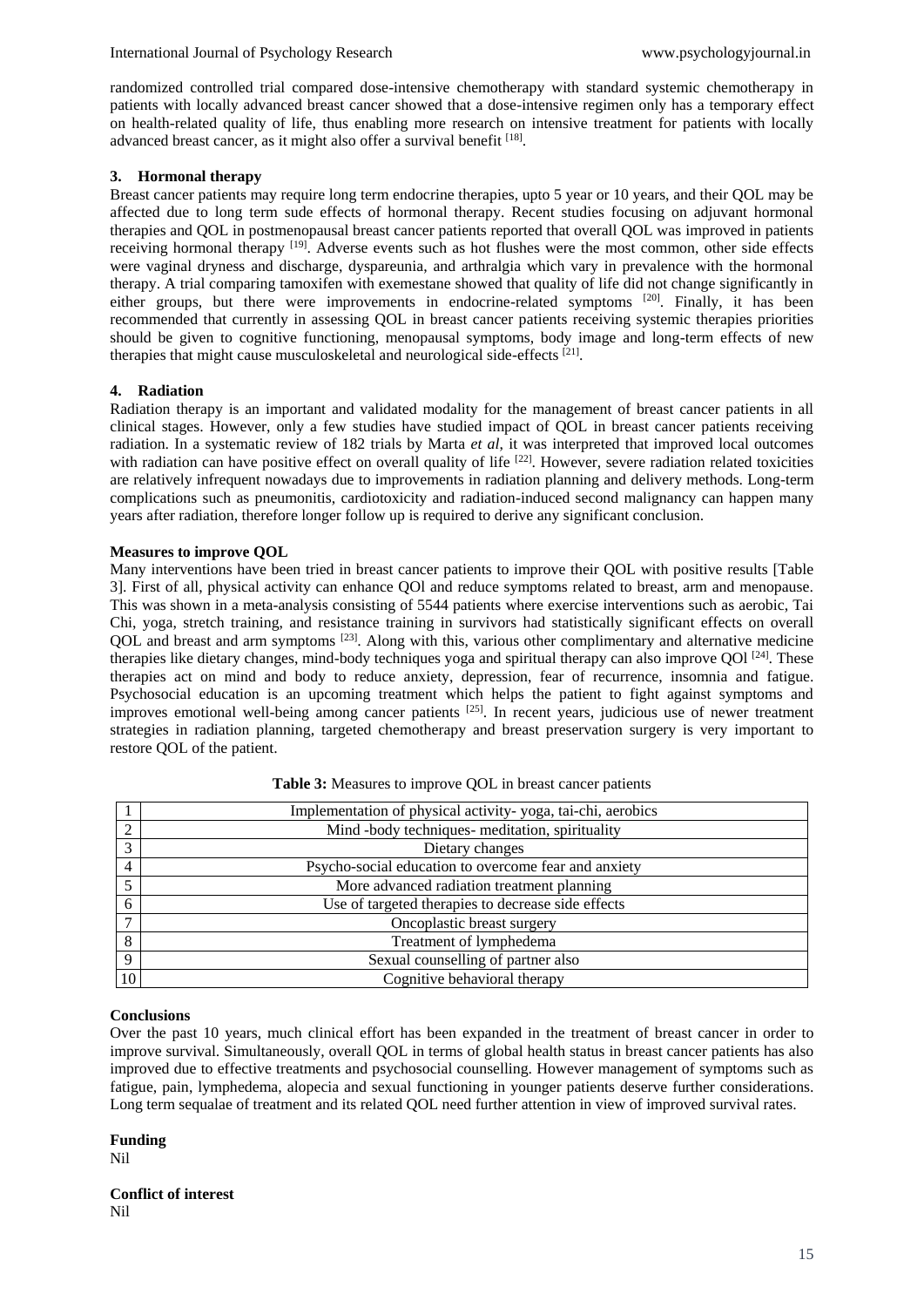randomized controlled trial compared dose-intensive chemotherapy with standard systemic chemotherapy in patients with locally advanced breast cancer showed that a dose-intensive regimen only has a temporary effect on health-related quality of life, thus enabling more research on intensive treatment for patients with locally advanced breast cancer, as it might also offer a survival benefit [18].

### 3. Hormonal therapy

Breast cancer patients may require long term endocrine therapies, upto 5 year or 10 years, and their QOL may be affected due to long term sude effects of hormonal therapy. Recent studies focusing on adjuvant hormonal therapies and QOL in postmenopausal breast cancer patients reported that overall QOL was improved in patients receiving hormonal therapy [19]. Adverse events such as hot flushes were the most common, other side effects were vaginal dryness and discharge, dyspareunia, and arthralgia which vary in prevalence with the hormonal therapy. A trial comparing tamoxifen with exemestane showed that quality of life did not change significantly in either groups, but there were improvements in endocrine-related symptoms [20]. Finally, it has been recommended that currently in assessing QOL in breast cancer patients receiving systemic therapies priorities should be given to cognitive functioning, menopausal symptoms, body image and long-term effects of new therapies that might cause musculoskeletal and neurological side-effects [21].

### 4. Radiation

Radiation therapy is an important and validated modality for the management of breast cancer patients in all clinical stages. However, only a few studies have studied impact of QOL in breast cancer patients receiving radiation. In a systematic review of 182 trials by Marta *et al*, it was interpreted that improved local outcomes with radiation can have positive effect on overall quality of life [22]. However, severe radiation related toxicities are relatively infrequent nowadays due to improvements in radiation planning and delivery methods. Long-term complications such as pneumonitis, cardiotoxicity and radiation-induced second malignancy can happen many years after radiation, therefore longer follow up is required to derive any significant conclusion.

## Measures to improve QOL

Many interventions have been tried in breast cancer patients to improve their QOL with positive results [Table 3]. First of all, physical activity can enhance QOl and reduce symptoms related to breast, arm and menopause. This was shown in a meta-analysis consisting of 5544 patients where exercise interventions such as aerobic, Tai Chi, yoga, stretch training, and resistance training in survivors had statistically significant effects on overall QOL and breast and arm symptoms [23]. Along with this, various other complimentary and alternative medicine therapies like dietary changes, mind-body techniques yoga and spiritual therapy can also improve QOl [24]. These therapies act on mind and body to reduce anxiety, depression, fear of recurrence, insomnia and fatigue. Psychosocial education is an upcoming treatment which helps the patient to fight against symptoms and improves emotional well-being among cancer patients [25]. In recent years, judicious use of newer treatment strategies in radiation planning, targeted chemotherapy and breast preservation surgery is very important to restore QOL of the patient.

**Table 3:** Measures to improve QOL in breast cancer patients

| | |
|---|---|
| 1 | Implementation of physical activity- yoga, tai-chi, aerobics |
| 2 | Mind -body techniques- meditation, spirituality |
| 3 | Dietary changes |
| 4 | Psycho-social education to overcome fear and anxiety |
| 5 | More advanced radiation treatment planning |
| 6 | Use of targeted therapies to decrease side effects |
| 7 | Oncoplastic breast surgery |
| 8 | Treatment of lymphedema |
| 9 | Sexual counselling of partner also |
| 10 | Cognitive behavioral therapy |

## Conclusions

Over the past 10 years, much clinical effort has been expanded in the treatment of breast cancer in order to improve survival. Simultaneously, overall QOL in terms of global health status in breast cancer patients has also improved due to effective treatments and psychosocial counselling. However management of symptoms such as fatigue, pain, lymphedema, alopecia and sexual functioning in younger patients deserve further considerations. Long term sequalae of treatment and its related QOL need further attention in view of improved survival rates.

## Funding

Nil

## Conflict of interest

Nil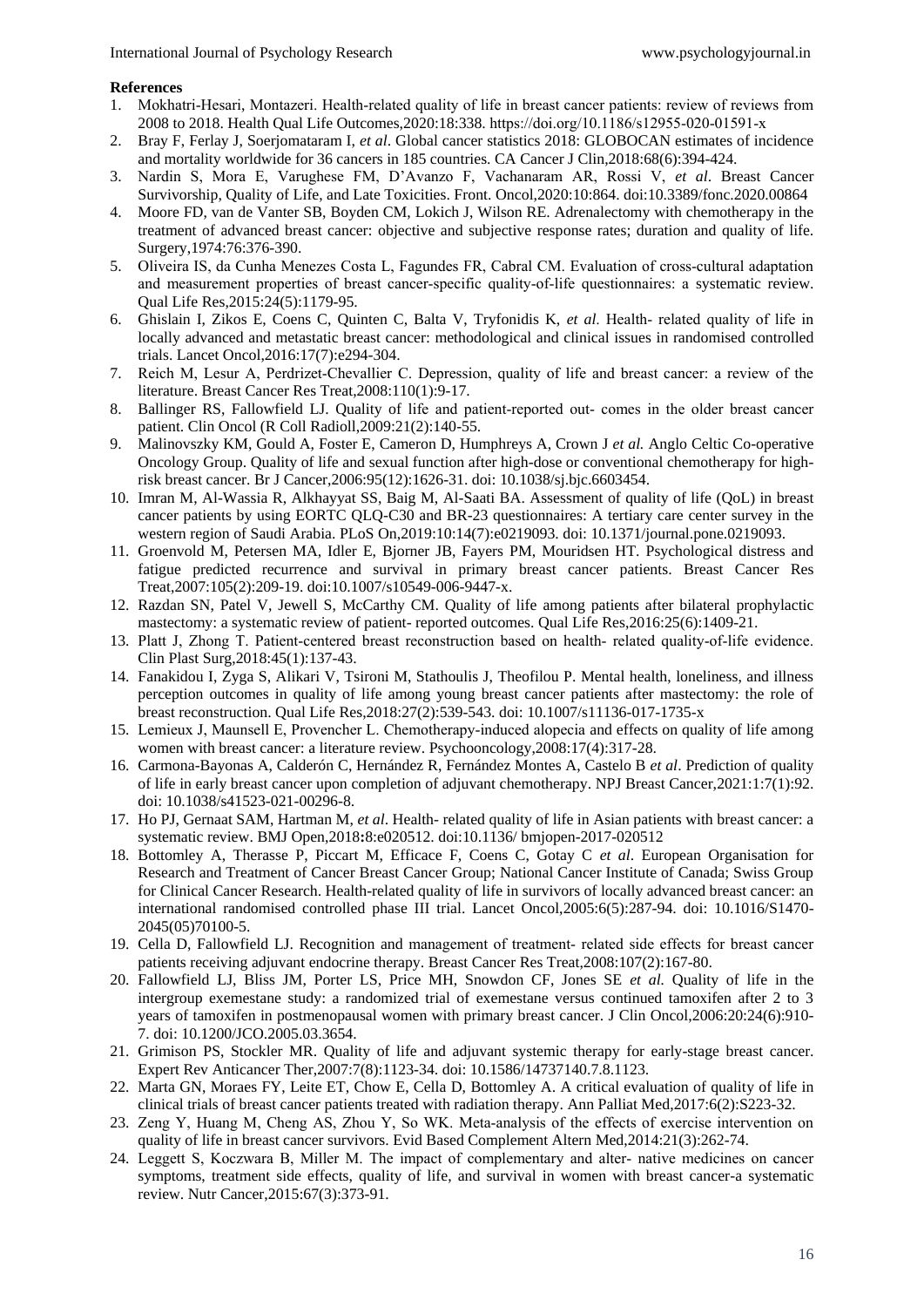**References**

1. Mokhatri-Hesari, Montazeri. Health-related quality of life in breast cancer patients: review of reviews from 2008 to 2018. Health Qual Life Outcomes,2020:18:338. https://doi.org/10.1186/s12955-020-01591-x
2. Bray F, Ferlay J, Soerjomataram I, *et al*. Global cancer statistics 2018: GLOBOCAN estimates of incidence and mortality worldwide for 36 cancers in 185 countries. CA Cancer J Clin,2018:68(6):394-424.
3. Nardin S, Mora E, Varughese FM, D'Avanzo F, Vachanaram AR, Rossi V, *et al*. Breast Cancer Survivorship, Quality of Life, and Late Toxicities. Front. Oncol,2020:10:864. doi:10.3389/fonc.2020.00864
4. Moore FD, van de Vanter SB, Boyden CM, Lokich J, Wilson RE. Adrenalectomy with chemotherapy in the treatment of advanced breast cancer: objective and subjective response rates; duration and quality of life. Surgery,1974:76:376-390.
5. Oliveira IS, da Cunha Menezes Costa L, Fagundes FR, Cabral CM. Evaluation of cross-cultural adaptation and measurement properties of breast cancer-specific quality-of-life questionnaires: a systematic review. Qual Life Res,2015:24(5):1179-95.
6. Ghislain I, Zikos E, Coens C, Quinten C, Balta V, Tryfonidis K, *et al*. Health- related quality of life in locally advanced and metastatic breast cancer: methodological and clinical issues in randomised controlled trials. Lancet Oncol,2016:17(7):e294-304.
7. Reich M, Lesur A, Perdrizet-Chevallier C. Depression, quality of life and breast cancer: a review of the literature. Breast Cancer Res Treat,2008:110(1):9-17.
8. Ballinger RS, Fallowfield LJ. Quality of life and patient-reported out- comes in the older breast cancer patient. Clin Oncol (R Coll Radioll,2009:21(2):140-55.
9. Malinovszky KM, Gould A, Foster E, Cameron D, Humphreys A, Crown J *et al.* Anglo Celtic Co-operative Oncology Group. Quality of life and sexual function after high-dose or conventional chemotherapy for high-risk breast cancer. Br J Cancer,2006:95(12):1626-31. doi: 10.1038/sj.bjc.6603454.
10. Imran M, Al-Wassia R, Alkhayyat SS, Baig M, Al-Saati BA. Assessment of quality of life (QoL) in breast cancer patients by using EORTC QLQ-C30 and BR-23 questionnaires: A tertiary care center survey in the western region of Saudi Arabia. PLoS On,2019:10:14(7):e0219093. doi: 10.1371/journal.pone.0219093.
11. Groenvold M, Petersen MA, Idler E, Bjorner JB, Fayers PM, Mouridsen HT. Psychological distress and fatigue predicted recurrence and survival in primary breast cancer patients. Breast Cancer Res Treat,2007:105(2):209-19. doi:10.1007/s10549-006-9447-x.
12. Razdan SN, Patel V, Jewell S, McCarthy CM. Quality of life among patients after bilateral prophylactic mastectomy: a systematic review of patient- reported outcomes. Qual Life Res,2016:25(6):1409-21.
13. Platt J, Zhong T. Patient-centered breast reconstruction based on health- related quality-of-life evidence. Clin Plast Surg,2018:45(1):137-43.
14. Fanakidou I, Zyga S, Alikari V, Tsironi M, Stathoulis J, Theofilou P. Mental health, loneliness, and illness perception outcomes in quality of life among young breast cancer patients after mastectomy: the role of breast reconstruction. Qual Life Res,2018:27(2):539-543. doi: 10.1007/s11136-017-1735-x
15. Lemieux J, Maunsell E, Provencher L. Chemotherapy-induced alopecia and effects on quality of life among women with breast cancer: a literature review. Psychooncology,2008:17(4):317-28.
16. Carmona-Bayonas A, Calderón C, Hernández R, Fernández Montes A, Castelo B *et al*. Prediction of quality of life in early breast cancer upon completion of adjuvant chemotherapy. NPJ Breast Cancer,2021:1:7(1):92. doi: 10.1038/s41523-021-00296-8.
17. Ho PJ, Gernaat SAM, Hartman M, *et al*. Health- related quality of life in Asian patients with breast cancer: a systematic review. BMJ Open,2018**:**8:e020512. doi:10.1136/ bmjopen-2017-020512
18. Bottomley A, Therasse P, Piccart M, Efficace F, Coens C, Gotay C *et al*. European Organisation for Research and Treatment of Cancer Breast Cancer Group; National Cancer Institute of Canada; Swiss Group for Clinical Cancer Research. Health-related quality of life in survivors of locally advanced breast cancer: an international randomised controlled phase III trial. Lancet Oncol,2005:6(5):287-94. doi: 10.1016/S1470-2045(05)70100-5.
19. Cella D, Fallowfield LJ. Recognition and management of treatment- related side effects for breast cancer patients receiving adjuvant endocrine therapy. Breast Cancer Res Treat,2008:107(2):167-80.
20. Fallowfield LJ, Bliss JM, Porter LS, Price MH, Snowdon CF, Jones SE *et al.* Quality of life in the intergroup exemestane study: a randomized trial of exemestane versus continued tamoxifen after 2 to 3 years of tamoxifen in postmenopausal women with primary breast cancer. J Clin Oncol,2006:20:24(6):910-7. doi: 10.1200/JCO.2005.03.3654.
21. Grimison PS, Stockler MR. Quality of life and adjuvant systemic therapy for early-stage breast cancer. Expert Rev Anticancer Ther,2007:7(8):1123-34. doi: 10.1586/14737140.7.8.1123.
22. Marta GN, Moraes FY, Leite ET, Chow E, Cella D, Bottomley A. A critical evaluation of quality of life in clinical trials of breast cancer patients treated with radiation therapy. Ann Palliat Med,2017:6(2):S223-32.
23. Zeng Y, Huang M, Cheng AS, Zhou Y, So WK. Meta-analysis of the effects of exercise intervention on quality of life in breast cancer survivors. Evid Based Complement Altern Med,2014:21(3):262-74.
24. Leggett S, Koczwara B, Miller M. The impact of complementary and alter- native medicines on cancer symptoms, treatment side effects, quality of life, and survival in women with breast cancer-a systematic review. Nutr Cancer,2015:67(3):373-91.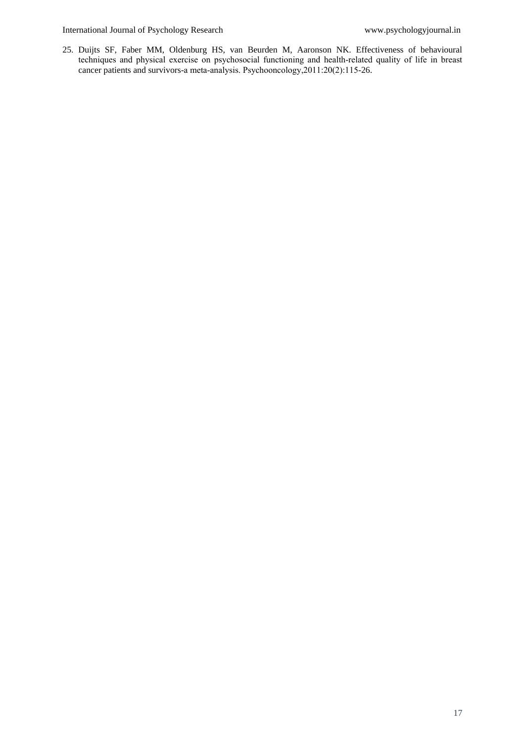25. Duijts SF, Faber MM, Oldenburg HS, van Beurden M, Aaronson NK. Effectiveness of behavioural techniques and physical exercise on psychosocial functioning and health-related quality of life in breast cancer patients and survivors-a meta-analysis. Psychooncology,2011:20(2):115-26.